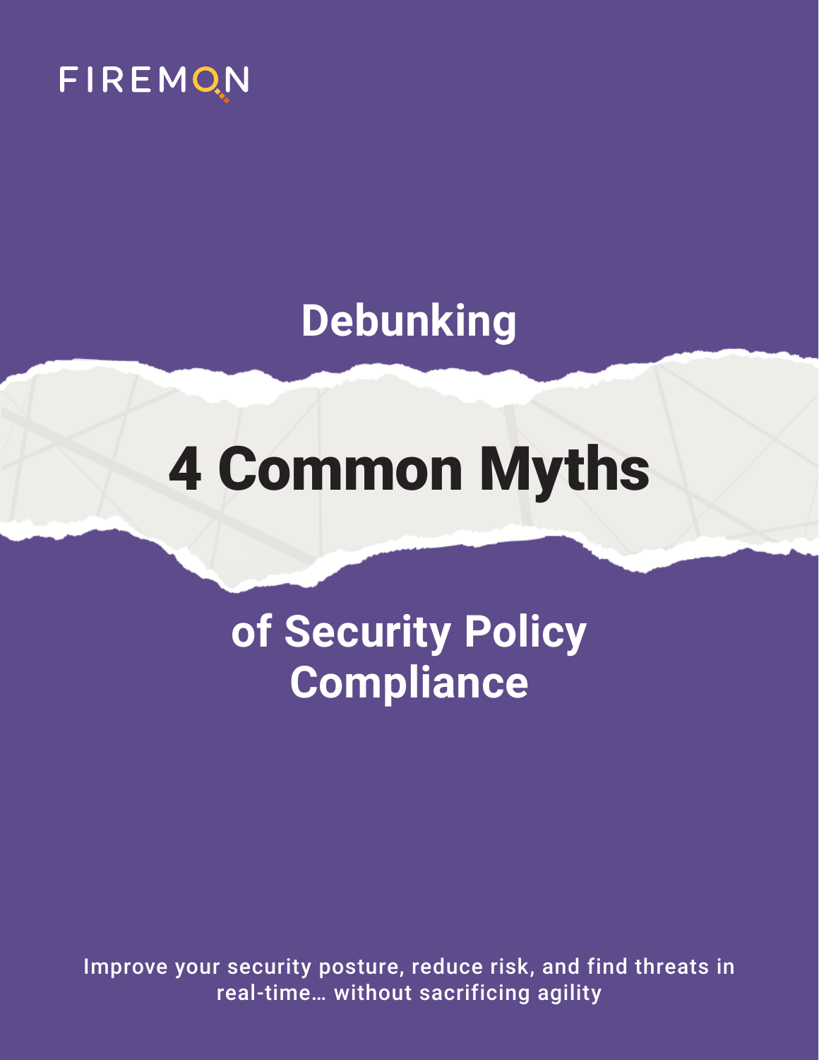FIREMON

# Debunking 4 Common Myths of Security Policy Compliance

Improve your security posture, reduce risk, and find threats in real-time… without sacrificing agility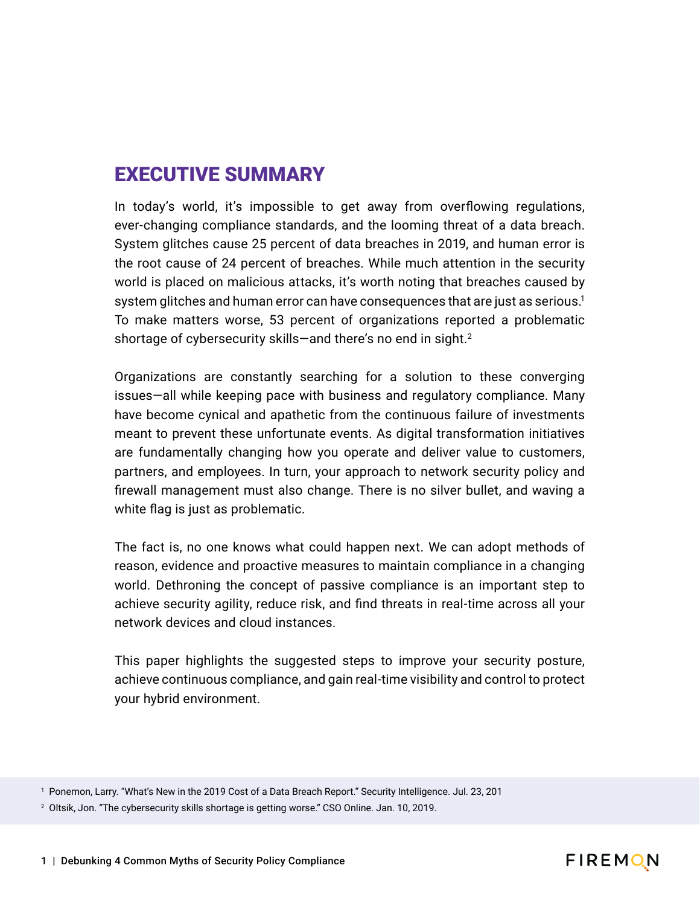## EXECUTIVE SUMMARY

In today's world, it's impossible to get away from overflowing regulations, ever-changing compliance standards, and the looming threat of a data breach. System glitches cause 25 percent of data breaches in 2019, and human error is the root cause of 24 percent of breaches. While much attention in the security world is placed on malicious attacks, it's worth noting that breaches caused by system glitches and human error can have consequences that are just as serious.[1] To make matters worse, 53 percent of organizations reported a problematic shortage of cybersecurity skills—and there's no end in sight.[2]

Organizations are constantly searching for a solution to these converging issues—all while keeping pace with business and regulatory compliance. Many have become cynical and apathetic from the continuous failure of investments meant to prevent these unfortunate events. As digital transformation initiatives are fundamentally changing how you operate and deliver value to customers, partners, and employees. In turn, your approach to network security policy and firewall management must also change. There is no silver bullet, and waving a white flag is just as problematic.

The fact is, no one knows what could happen next. We can adopt methods of reason, evidence and proactive measures to maintain compliance in a changing world. Dethroning the concept of passive compliance is an important step to achieve security agility, reduce risk, and find threats in real-time across all your network devices and cloud instances.

This paper highlights the suggested steps to improve your security posture, achieve continuous compliance, and gain real-time visibility and control to protect your hybrid environment.

[1] Ponemon, Larry. "What's New in the 2019 Cost of a Data Breach Report." Security Intelligence. Jul. 23, 201

[2] Oltsik, Jon. "The cybersecurity skills shortage is getting worse." CSO Online. Jan. 10, 2019.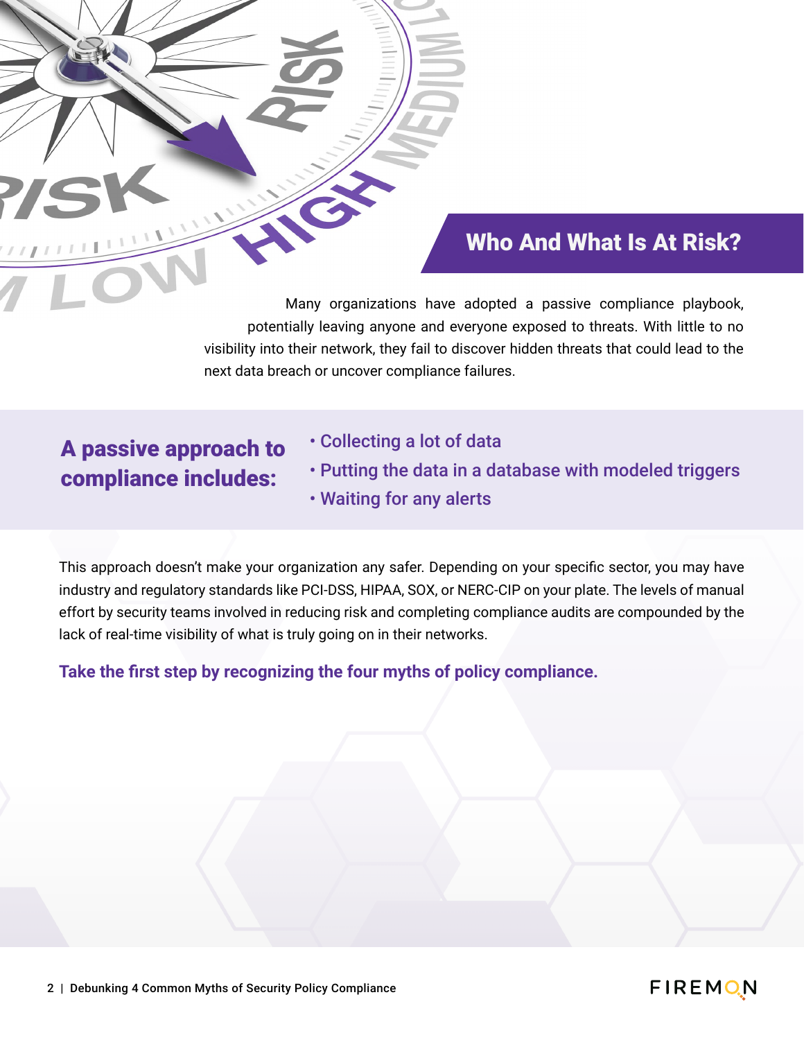## Who And What Is At Risk?

Many organizations have adopted a passive compliance playbook, potentially leaving anyone and everyone exposed to threats. With little to no visibility into their network, they fail to discover hidden threats that could lead to the next data breach or uncover compliance failures.

**A passive approach to compliance includes:**

- Collecting a lot of data
- Putting the data in a database with modeled triggers
- Waiting for any alerts

This approach doesn't make your organization any safer. Depending on your specific sector, you may have industry and regulatory standards like PCI-DSS, HIPAA, SOX, or NERC-CIP on your plate. The levels of manual effort by security teams involved in reducing risk and completing compliance audits are compounded by the lack of real-time visibility of what is truly going on in their networks.

**Take the first step by recognizing the four myths of policy compliance.**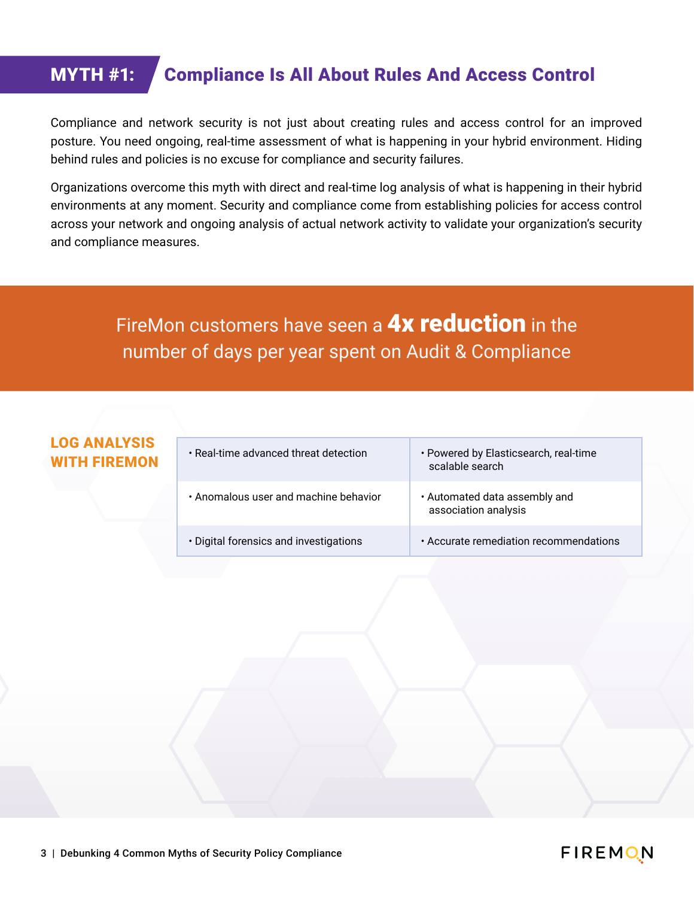## MYTH #1: Compliance Is All About Rules And Access Control

Compliance and network security is not just about creating rules and access control for an improved posture. You need ongoing, real-time assessment of what is happening in your hybrid environment. Hiding behind rules and policies is no excuse for compliance and security failures.

Organizations overcome this myth with direct and real-time log analysis of what is happening in their hybrid environments at any moment. Security and compliance come from establishing policies for access control across your network and ongoing analysis of actual network activity to validate your organization's security and compliance measures.

FireMon customers have seen a **4x reduction** in the number of days per year spent on Audit & Compliance

### LOG ANALYSIS WITH FIREMON

| | |
|---|---|
| • Real-time advanced threat detection | • Powered by Elasticsearch, real-time scalable search |
| • Anomalous user and machine behavior | • Automated data assembly and association analysis |
| • Digital forensics and investigations | • Accurate remediation recommendations |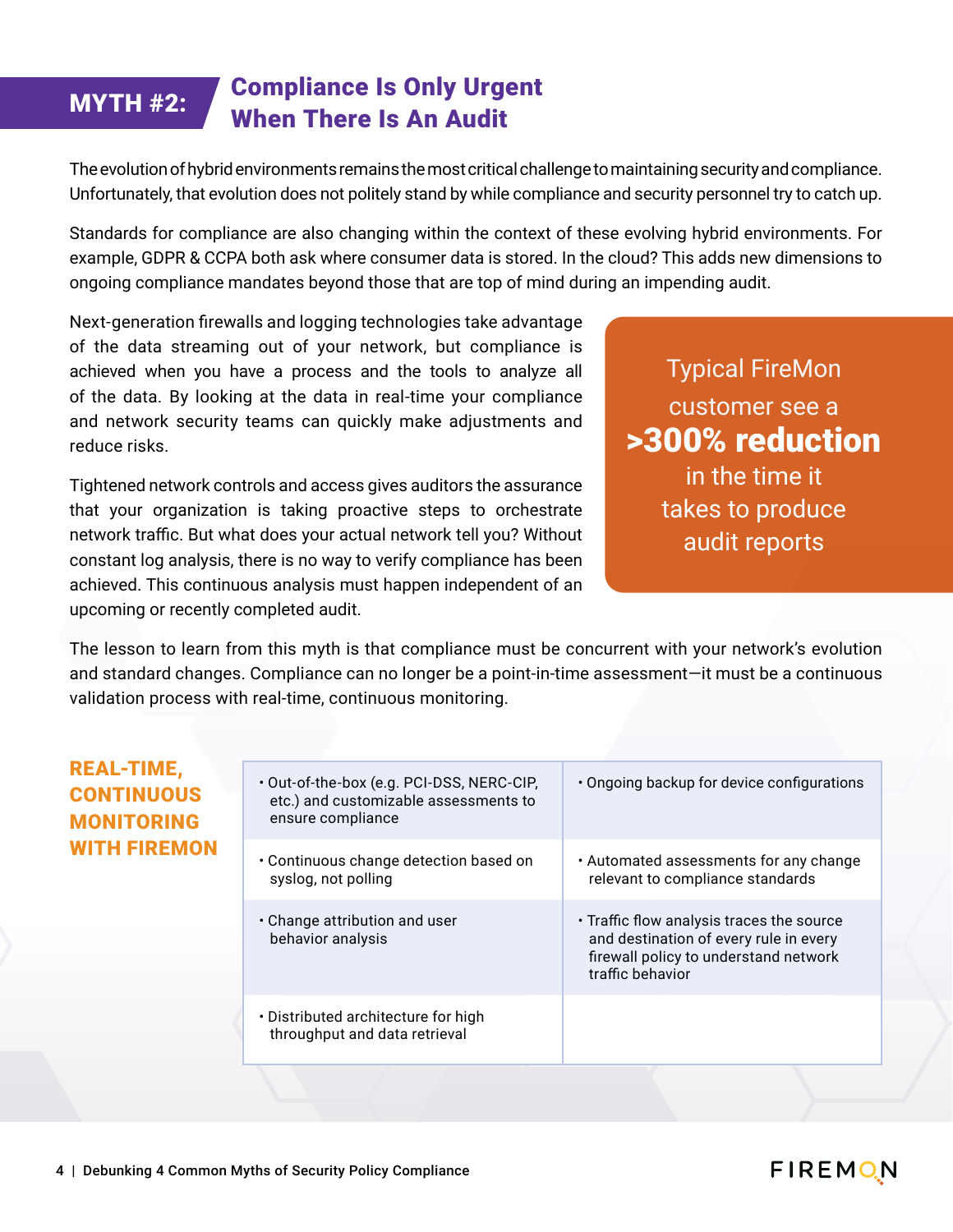## MYTH #2: Compliance Is Only Urgent When There Is An Audit

The evolution of hybrid environments remains the most critical challenge to maintaining security and compliance. Unfortunately, that evolution does not politely stand by while compliance and security personnel try to catch up.

Standards for compliance are also changing within the context of these evolving hybrid environments. For example, GDPR & CCPA both ask where consumer data is stored. In the cloud? This adds new dimensions to ongoing compliance mandates beyond those that are top of mind during an impending audit.

Next-generation firewalls and logging technologies take advantage of the data streaming out of your network, but compliance is achieved when you have a process and the tools to analyze all of the data. By looking at the data in real-time your compliance and network security teams can quickly make adjustments and reduce risks.

Tightened network controls and access gives auditors the assurance that your organization is taking proactive steps to orchestrate network traffic. But what does your actual network tell you? Without constant log analysis, there is no way to verify compliance has been achieved. This continuous analysis must happen independent of an upcoming or recently completed audit.

> Typical FireMon customer see a **>300% reduction** in the time it takes to produce audit reports

The lesson to learn from this myth is that compliance must be concurrent with your network's evolution and standard changes. Compliance can no longer be a point-in-time assessment—it must be a continuous validation process with real-time, continuous monitoring.

### REAL-TIME, CONTINUOUS MONITORING WITH FIREMON

| | |
|---|---|
| • Out-of-the-box (e.g. PCI-DSS, NERC-CIP, etc.) and customizable assessments to ensure compliance | • Ongoing backup for device configurations |
| • Continuous change detection based on syslog, not polling | • Automated assessments for any change relevant to compliance standards |
| • Change attribution and user behavior analysis | • Traffic flow analysis traces the source and destination of every rule in every firewall policy to understand network traffic behavior |
| • Distributed architecture for high throughput and data retrieval | |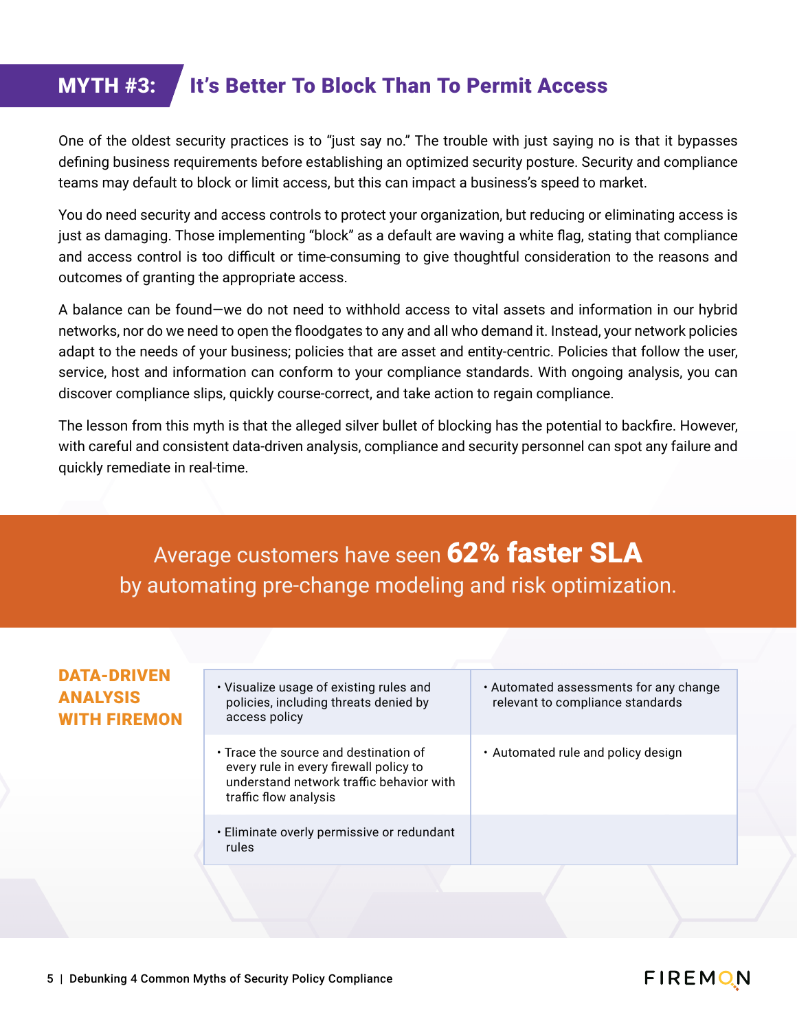## MYTH #3: It's Better To Block Than To Permit Access

One of the oldest security practices is to "just say no." The trouble with just saying no is that it bypasses defining business requirements before establishing an optimized security posture. Security and compliance teams may default to block or limit access, but this can impact a business's speed to market.

You do need security and access controls to protect your organization, but reducing or eliminating access is just as damaging. Those implementing "block" as a default are waving a white flag, stating that compliance and access control is too difficult or time-consuming to give thoughtful consideration to the reasons and outcomes of granting the appropriate access.

A balance can be found—we do not need to withhold access to vital assets and information in our hybrid networks, nor do we need to open the floodgates to any and all who demand it. Instead, your network policies adapt to the needs of your business; policies that are asset and entity-centric. Policies that follow the user, service, host and information can conform to your compliance standards. With ongoing analysis, you can discover compliance slips, quickly course-correct, and take action to regain compliance.

The lesson from this myth is that the alleged silver bullet of blocking has the potential to backfire. However, with careful and consistent data-driven analysis, compliance and security personnel can spot any failure and quickly remediate in real-time.

Average customers have seen **62% faster SLA** by automating pre-change modeling and risk optimization.

### DATA-DRIVEN ANALYSIS WITH FIREMON

- Visualize usage of existing rules and policies, including threats denied by access policy
- Automated assessments for any change relevant to compliance standards
- Trace the source and destination of every rule in every firewall policy to understand network traffic behavior with traffic flow analysis
- Automated rule and policy design
- Eliminate overly permissive or redundant rules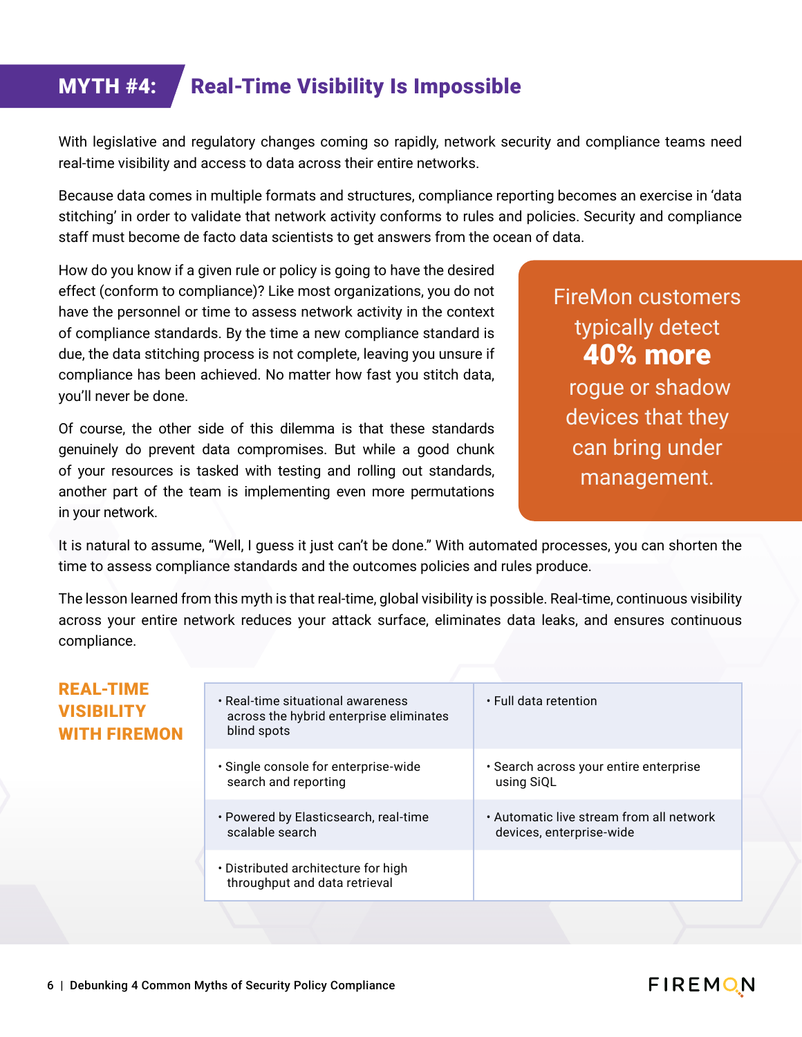## MYTH #4: Real-Time Visibility Is Impossible

With legislative and regulatory changes coming so rapidly, network security and compliance teams need real-time visibility and access to data across their entire networks.

Because data comes in multiple formats and structures, compliance reporting becomes an exercise in 'data stitching' in order to validate that network activity conforms to rules and policies. Security and compliance staff must become de facto data scientists to get answers from the ocean of data.

How do you know if a given rule or policy is going to have the desired effect (conform to compliance)? Like most organizations, you do not have the personnel or time to assess network activity in the context of compliance standards. By the time a new compliance standard is due, the data stitching process is not complete, leaving you unsure if compliance has been achieved. No matter how fast you stitch data, you'll never be done.

Of course, the other side of this dilemma is that these standards genuinely do prevent data compromises. But while a good chunk of your resources is tasked with testing and rolling out standards, another part of the team is implementing even more permutations in your network.

> FireMon customers typically detect **40% more** rogue or shadow devices that they can bring under management.

It is natural to assume, "Well, I guess it just can't be done." With automated processes, you can shorten the time to assess compliance standards and the outcomes policies and rules produce.

The lesson learned from this myth is that real-time, global visibility is possible. Real-time, continuous visibility across your entire network reduces your attack surface, eliminates data leaks, and ensures continuous compliance.

### REAL-TIME VISIBILITY WITH FIREMON

| | |
|---|---|
| • Real-time situational awareness across the hybrid enterprise eliminates blind spots | • Full data retention |
| • Single console for enterprise-wide search and reporting | • Search across your entire enterprise using SiQL |
| • Powered by Elasticsearch, real-time scalable search | • Automatic live stream from all network devices, enterprise-wide |
| • Distributed architecture for high throughput and data retrieval | |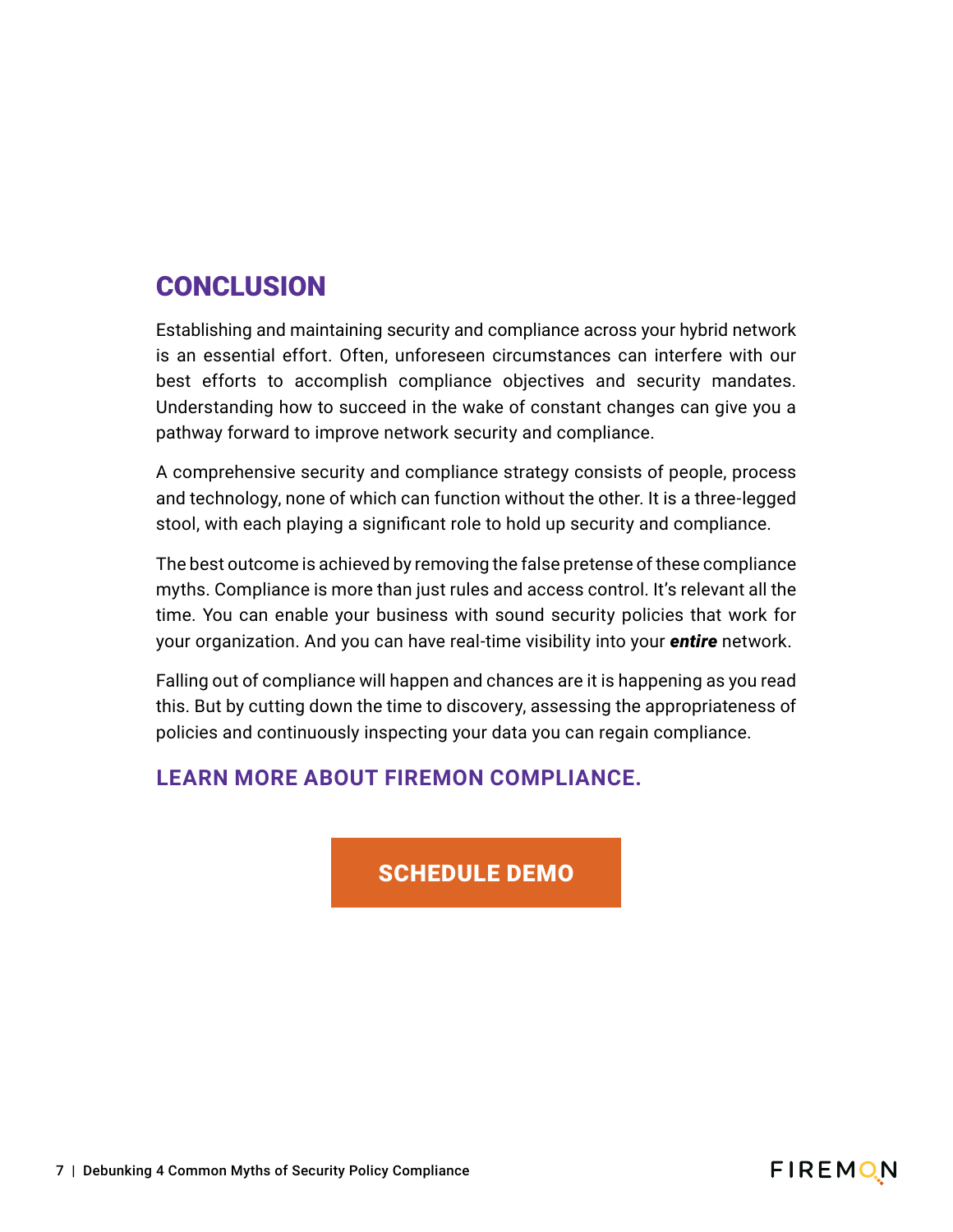## CONCLUSION

Establishing and maintaining security and compliance across your hybrid network is an essential effort. Often, unforeseen circumstances can interfere with our best efforts to accomplish compliance objectives and security mandates. Understanding how to succeed in the wake of constant changes can give you a pathway forward to improve network security and compliance.

A comprehensive security and compliance strategy consists of people, process and technology, none of which can function without the other. It is a three-legged stool, with each playing a significant role to hold up security and compliance.

The best outcome is achieved by removing the false pretense of these compliance myths. Compliance is more than just rules and access control. It's relevant all the time. You can enable your business with sound security policies that work for your organization. And you can have real-time visibility into your ***entire*** network.

Falling out of compliance will happen and chances are it is happening as you read this. But by cutting down the time to discovery, assessing the appropriateness of policies and continuously inspecting your data you can regain compliance.

### LEARN MORE ABOUT FIREMON COMPLIANCE.

**SCHEDULE DEMO**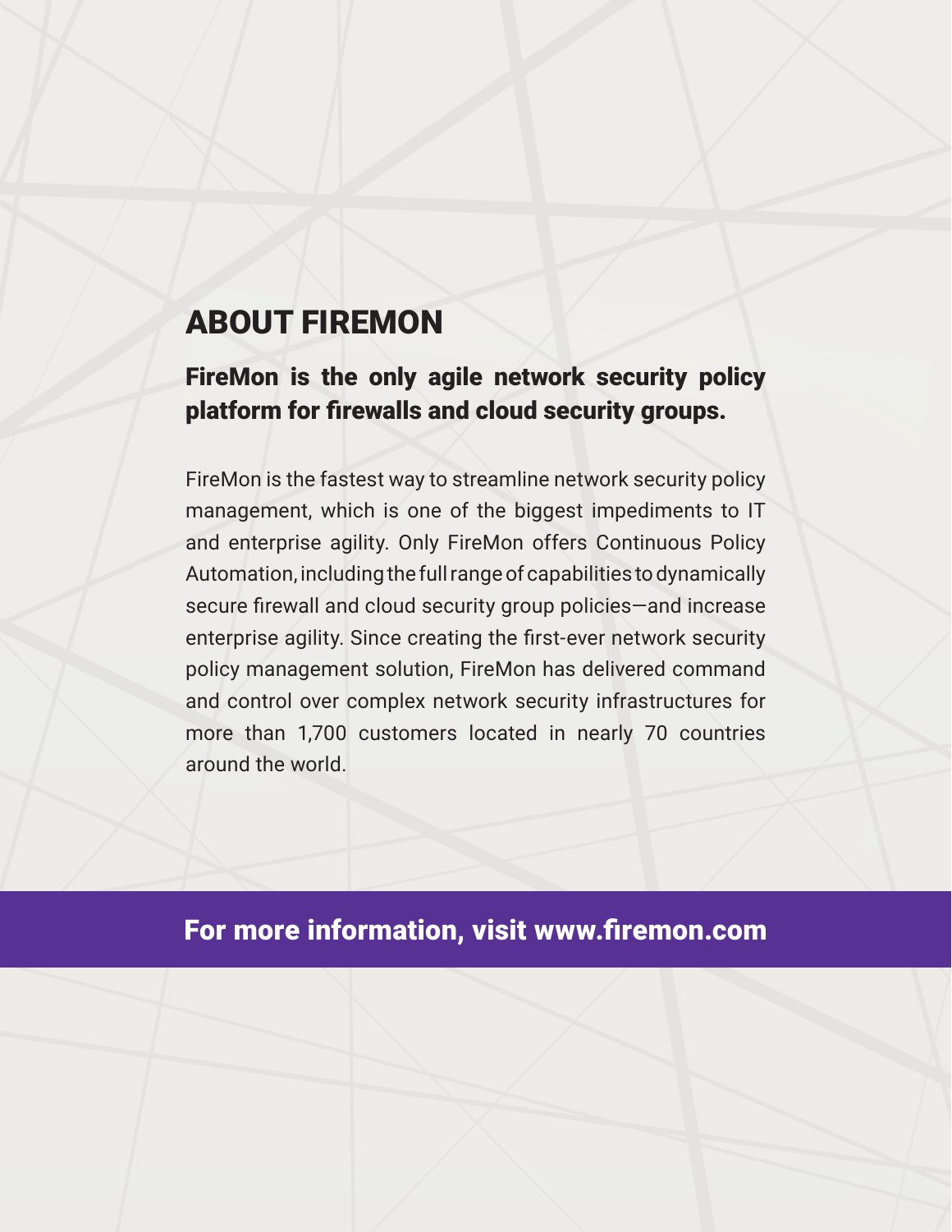# ABOUT FIREMON

## FireMon is the only agile network security policy platform for firewalls and cloud security groups.

FireMon is the fastest way to streamline network security policy management, which is one of the biggest impediments to IT and enterprise agility. Only FireMon offers Continuous Policy Automation, including the full range of capabilities to dynamically secure firewall and cloud security group policies—and increase enterprise agility. Since creating the first-ever network security policy management solution, FireMon has delivered command and control over complex network security infrastructures for more than 1,700 customers located in nearly 70 countries around the world.

**For more information, visit www.firemon.com**